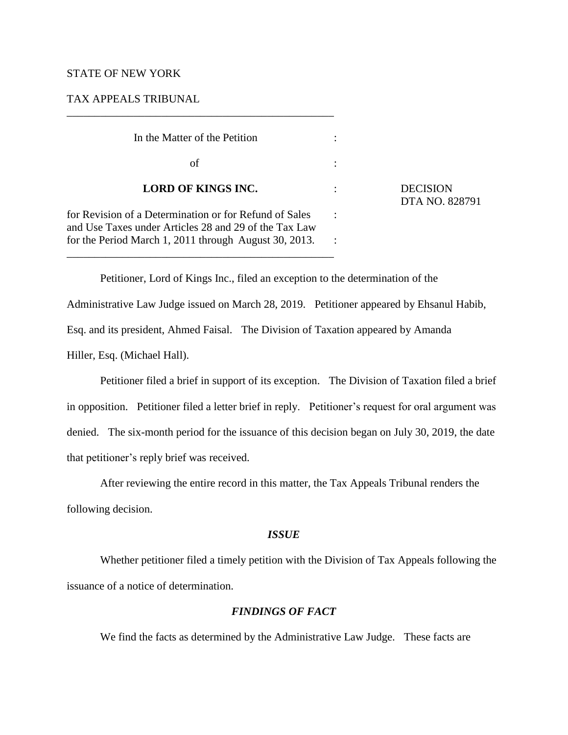STATE OF NEW YORK

TAX APPEALS TRIBUNAL

---

In the Matter of the Petition :

of :

**LORD OF KINGS INC.** : DECISION
DTA NO. 828791

for Revision of a Determination or for Refund of Sales and Use Taxes under Articles 28 and 29 of the Tax Law for the Period March 1, 2011 through August 30, 2013. :

---

Petitioner, Lord of Kings Inc., filed an exception to the determination of the Administrative Law Judge issued on March 28, 2019. Petitioner appeared by Ehsanul Habib, Esq. and its president, Ahmed Faisal. The Division of Taxation appeared by Amanda Hiller, Esq. (Michael Hall).

Petitioner filed a brief in support of its exception. The Division of Taxation filed a brief in opposition. Petitioner filed a letter brief in reply. Petitioner's request for oral argument was denied. The six-month period for the issuance of this decision began on July 30, 2019, the date that petitioner's reply brief was received.

After reviewing the entire record in this matter, the Tax Appeals Tribunal renders the following decision.

### *ISSUE*

Whether petitioner filed a timely petition with the Division of Tax Appeals following the issuance of a notice of determination.

### *FINDINGS OF FACT*

We find the facts as determined by the Administrative Law Judge. These facts are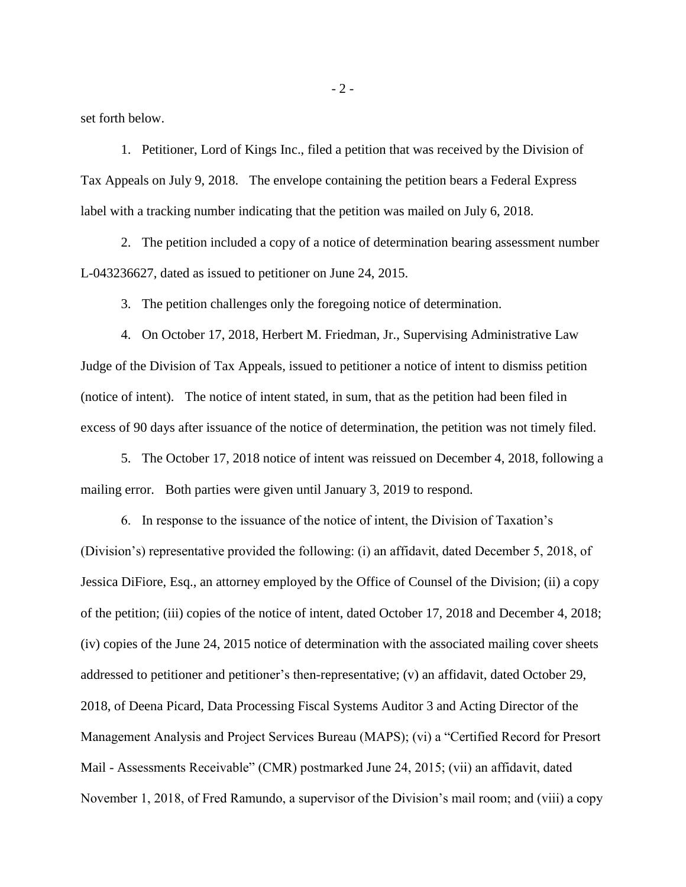set forth below.

1. Petitioner, Lord of Kings Inc., filed a petition that was received by the Division of Tax Appeals on July 9, 2018. The envelope containing the petition bears a Federal Express label with a tracking number indicating that the petition was mailed on July 6, 2018.

2. The petition included a copy of a notice of determination bearing assessment number L-043236627, dated as issued to petitioner on June 24, 2015.

3. The petition challenges only the foregoing notice of determination.

4. On October 17, 2018, Herbert M. Friedman, Jr., Supervising Administrative Law Judge of the Division of Tax Appeals, issued to petitioner a notice of intent to dismiss petition (notice of intent). The notice of intent stated, in sum, that as the petition had been filed in excess of 90 days after issuance of the notice of determination, the petition was not timely filed.

5. The October 17, 2018 notice of intent was reissued on December 4, 2018, following a mailing error. Both parties were given until January 3, 2019 to respond.

6. In response to the issuance of the notice of intent, the Division of Taxation's (Division's) representative provided the following: (i) an affidavit, dated December 5, 2018, of Jessica DiFiore, Esq., an attorney employed by the Office of Counsel of the Division; (ii) a copy of the petition; (iii) copies of the notice of intent, dated October 17, 2018 and December 4, 2018; (iv) copies of the June 24, 2015 notice of determination with the associated mailing cover sheets addressed to petitioner and petitioner's then-representative; (v) an affidavit, dated October 29, 2018, of Deena Picard, Data Processing Fiscal Systems Auditor 3 and Acting Director of the Management Analysis and Project Services Bureau (MAPS); (vi) a "Certified Record for Presort Mail - Assessments Receivable" (CMR) postmarked June 24, 2015; (vii) an affidavit, dated November 1, 2018, of Fred Ramundo, a supervisor of the Division's mail room; and (viii) a copy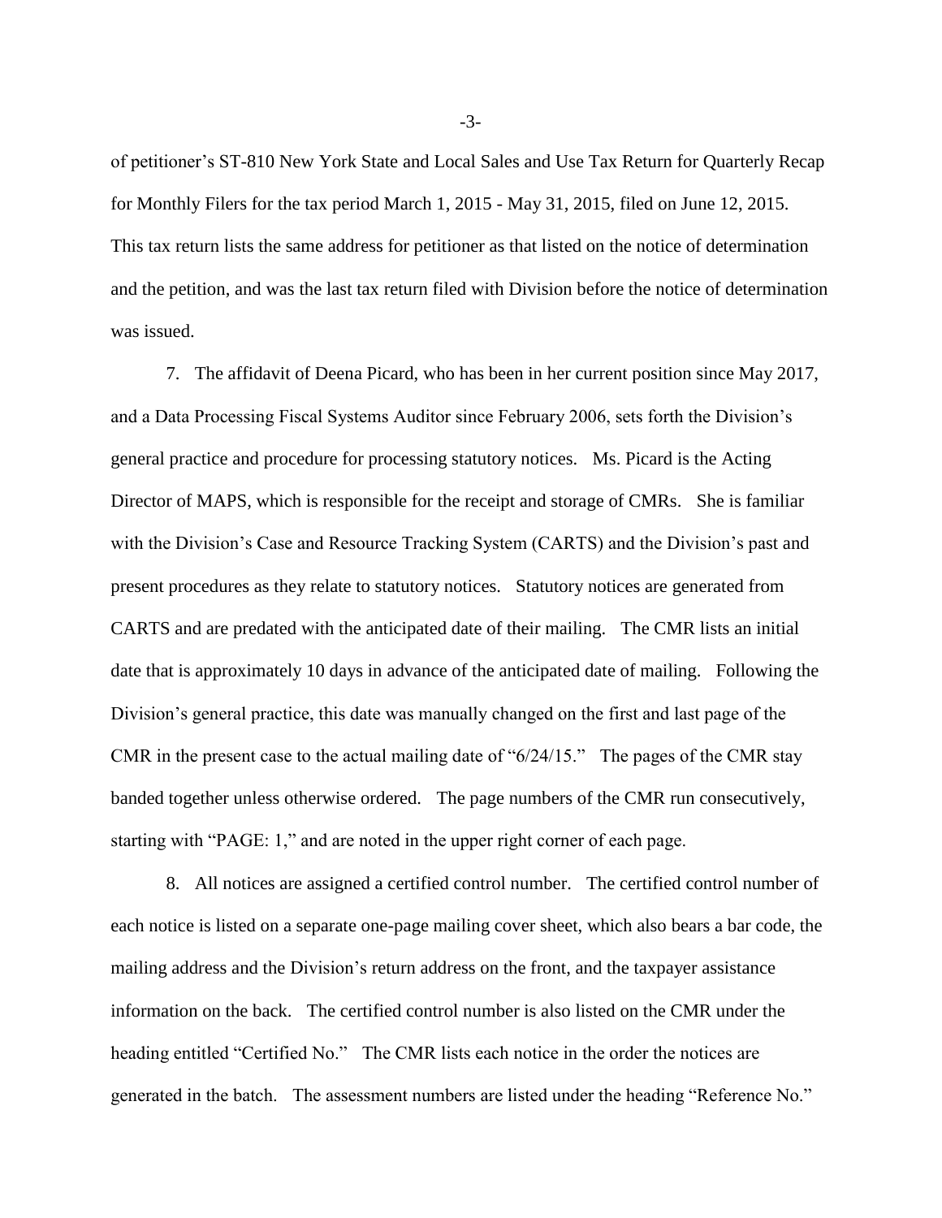of petitioner's ST-810 New York State and Local Sales and Use Tax Return for Quarterly Recap for Monthly Filers for the tax period March 1, 2015 - May 31, 2015, filed on June 12, 2015. This tax return lists the same address for petitioner as that listed on the notice of determination and the petition, and was the last tax return filed with Division before the notice of determination was issued.

7. The affidavit of Deena Picard, who has been in her current position since May 2017, and a Data Processing Fiscal Systems Auditor since February 2006, sets forth the Division's general practice and procedure for processing statutory notices. Ms. Picard is the Acting Director of MAPS, which is responsible for the receipt and storage of CMRs. She is familiar with the Division's Case and Resource Tracking System (CARTS) and the Division's past and present procedures as they relate to statutory notices. Statutory notices are generated from CARTS and are predated with the anticipated date of their mailing. The CMR lists an initial date that is approximately 10 days in advance of the anticipated date of mailing. Following the Division's general practice, this date was manually changed on the first and last page of the CMR in the present case to the actual mailing date of "6/24/15." The pages of the CMR stay banded together unless otherwise ordered. The page numbers of the CMR run consecutively, starting with "PAGE: 1," and are noted in the upper right corner of each page.

8. All notices are assigned a certified control number. The certified control number of each notice is listed on a separate one-page mailing cover sheet, which also bears a bar code, the mailing address and the Division's return address on the front, and the taxpayer assistance information on the back. The certified control number is also listed on the CMR under the heading entitled "Certified No." The CMR lists each notice in the order the notices are generated in the batch. The assessment numbers are listed under the heading "Reference No."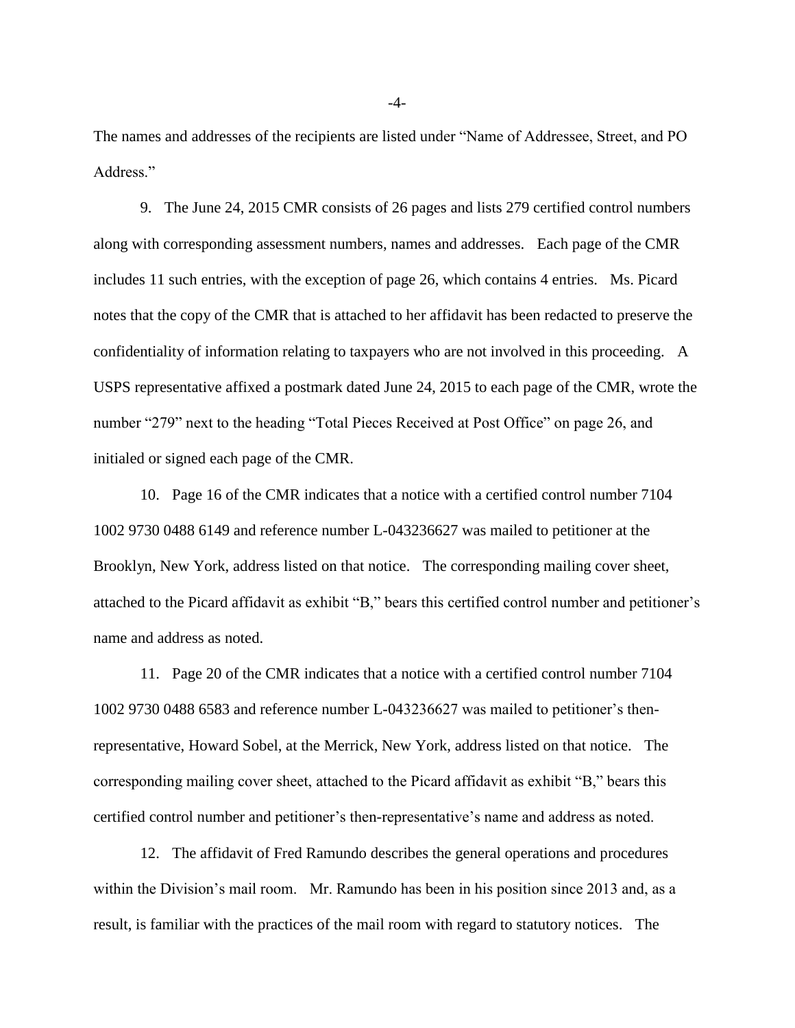The names and addresses of the recipients are listed under "Name of Addressee, Street, and PO Address."

9. The June 24, 2015 CMR consists of 26 pages and lists 279 certified control numbers along with corresponding assessment numbers, names and addresses. Each page of the CMR includes 11 such entries, with the exception of page 26, which contains 4 entries. Ms. Picard notes that the copy of the CMR that is attached to her affidavit has been redacted to preserve the confidentiality of information relating to taxpayers who are not involved in this proceeding. A USPS representative affixed a postmark dated June 24, 2015 to each page of the CMR, wrote the number "279" next to the heading "Total Pieces Received at Post Office" on page 26, and initialed or signed each page of the CMR.

10. Page 16 of the CMR indicates that a notice with a certified control number 7104 1002 9730 0488 6149 and reference number L-043236627 was mailed to petitioner at the Brooklyn, New York, address listed on that notice. The corresponding mailing cover sheet, attached to the Picard affidavit as exhibit "B," bears this certified control number and petitioner's name and address as noted.

11. Page 20 of the CMR indicates that a notice with a certified control number 7104 1002 9730 0488 6583 and reference number L-043236627 was mailed to petitioner's then-representative, Howard Sobel, at the Merrick, New York, address listed on that notice. The corresponding mailing cover sheet, attached to the Picard affidavit as exhibit "B," bears this certified control number and petitioner's then-representative's name and address as noted.

12. The affidavit of Fred Ramundo describes the general operations and procedures within the Division's mail room. Mr. Ramundo has been in his position since 2013 and, as a result, is familiar with the practices of the mail room with regard to statutory notices. The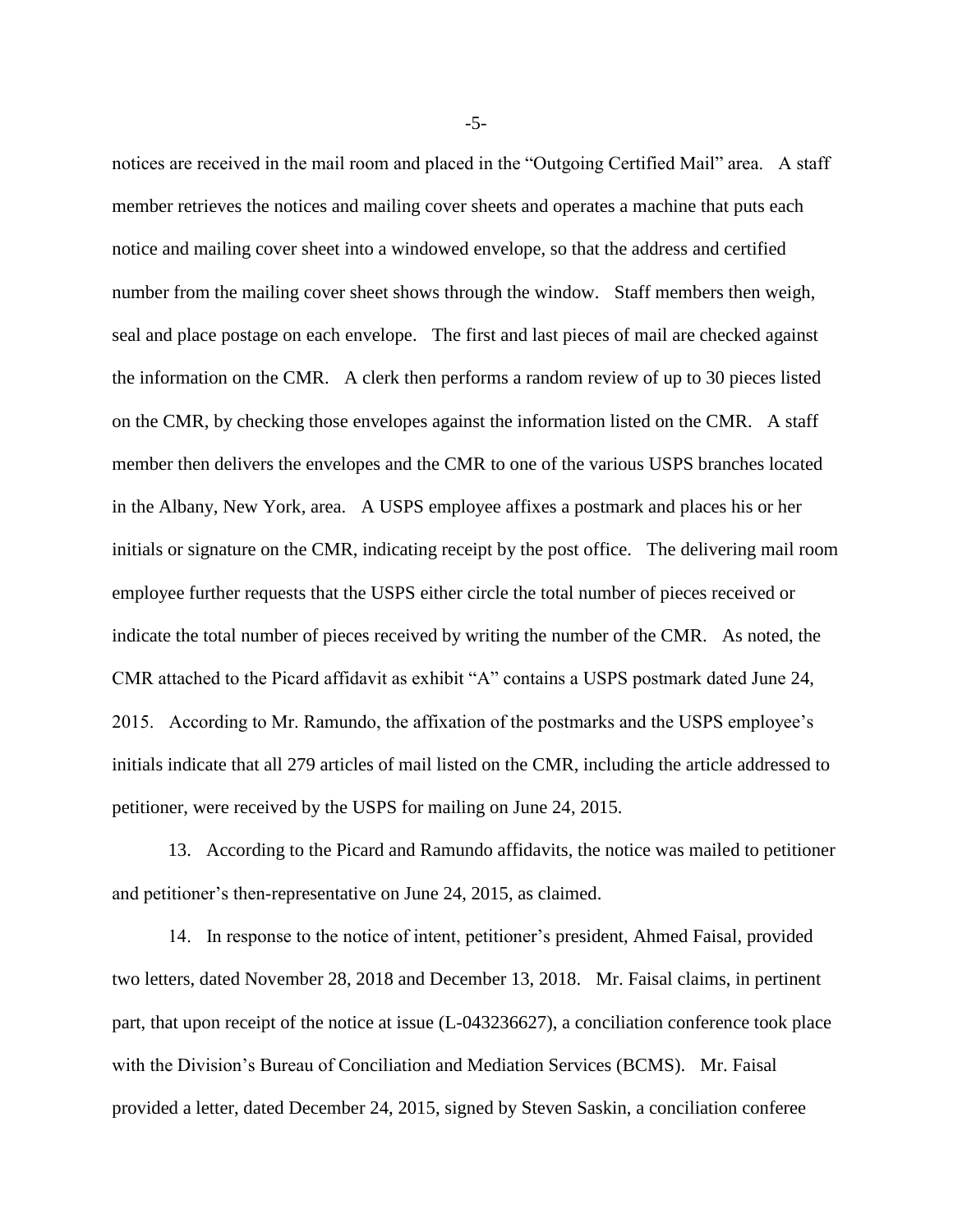notices are received in the mail room and placed in the "Outgoing Certified Mail" area. A staff member retrieves the notices and mailing cover sheets and operates a machine that puts each notice and mailing cover sheet into a windowed envelope, so that the address and certified number from the mailing cover sheet shows through the window. Staff members then weigh, seal and place postage on each envelope. The first and last pieces of mail are checked against the information on the CMR. A clerk then performs a random review of up to 30 pieces listed on the CMR, by checking those envelopes against the information listed on the CMR. A staff member then delivers the envelopes and the CMR to one of the various USPS branches located in the Albany, New York, area. A USPS employee affixes a postmark and places his or her initials or signature on the CMR, indicating receipt by the post office. The delivering mail room employee further requests that the USPS either circle the total number of pieces received or indicate the total number of pieces received by writing the number of the CMR. As noted, the CMR attached to the Picard affidavit as exhibit "A" contains a USPS postmark dated June 24, 2015. According to Mr. Ramundo, the affixation of the postmarks and the USPS employee's initials indicate that all 279 articles of mail listed on the CMR, including the article addressed to petitioner, were received by the USPS for mailing on June 24, 2015.

13. According to the Picard and Ramundo affidavits, the notice was mailed to petitioner and petitioner's then-representative on June 24, 2015, as claimed.

14. In response to the notice of intent, petitioner's president, Ahmed Faisal, provided two letters, dated November 28, 2018 and December 13, 2018. Mr. Faisal claims, in pertinent part, that upon receipt of the notice at issue (L-043236627), a conciliation conference took place with the Division's Bureau of Conciliation and Mediation Services (BCMS). Mr. Faisal provided a letter, dated December 24, 2015, signed by Steven Saskin, a conciliation conferee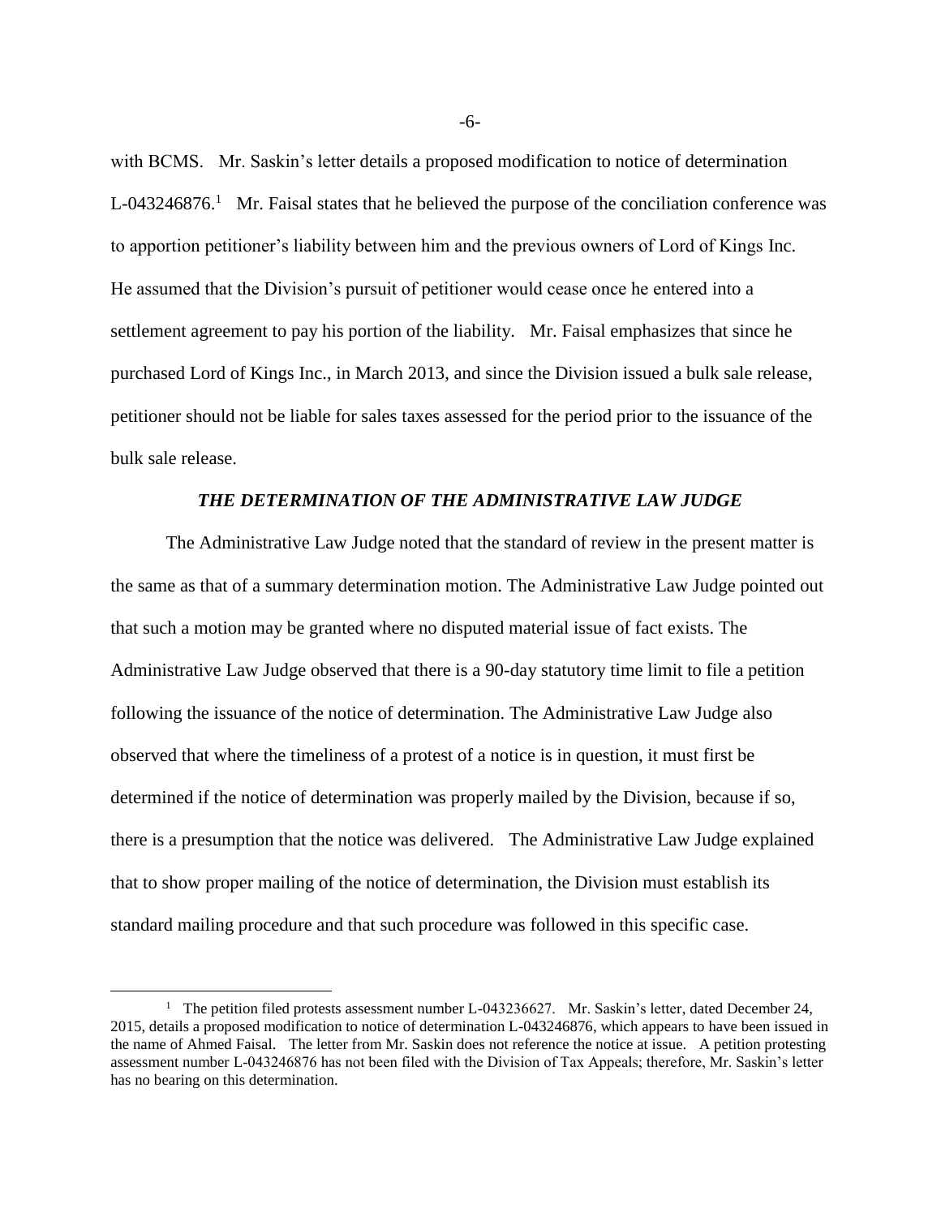with BCMS. Mr. Saskin's letter details a proposed modification to notice of determination L-043246876.[1] Mr. Faisal states that he believed the purpose of the conciliation conference was to apportion petitioner's liability between him and the previous owners of Lord of Kings Inc. He assumed that the Division's pursuit of petitioner would cease once he entered into a settlement agreement to pay his portion of the liability. Mr. Faisal emphasizes that since he purchased Lord of Kings Inc., in March 2013, and since the Division issued a bulk sale release, petitioner should not be liable for sales taxes assessed for the period prior to the issuance of the bulk sale release.

### *THE DETERMINATION OF THE ADMINISTRATIVE LAW JUDGE*

The Administrative Law Judge noted that the standard of review in the present matter is the same as that of a summary determination motion. The Administrative Law Judge pointed out that such a motion may be granted where no disputed material issue of fact exists. The Administrative Law Judge observed that there is a 90-day statutory time limit to file a petition following the issuance of the notice of determination. The Administrative Law Judge also observed that where the timeliness of a protest of a notice is in question, it must first be determined if the notice of determination was properly mailed by the Division, because if so, there is a presumption that the notice was delivered. The Administrative Law Judge explained that to show proper mailing of the notice of determination, the Division must establish its standard mailing procedure and that such procedure was followed in this specific case.

---

[1] The petition filed protests assessment number L-043236627. Mr. Saskin's letter, dated December 24, 2015, details a proposed modification to notice of determination L-043246876, which appears to have been issued in the name of Ahmed Faisal. The letter from Mr. Saskin does not reference the notice at issue. A petition protesting assessment number L-043246876 has not been filed with the Division of Tax Appeals; therefore, Mr. Saskin's letter has no bearing on this determination.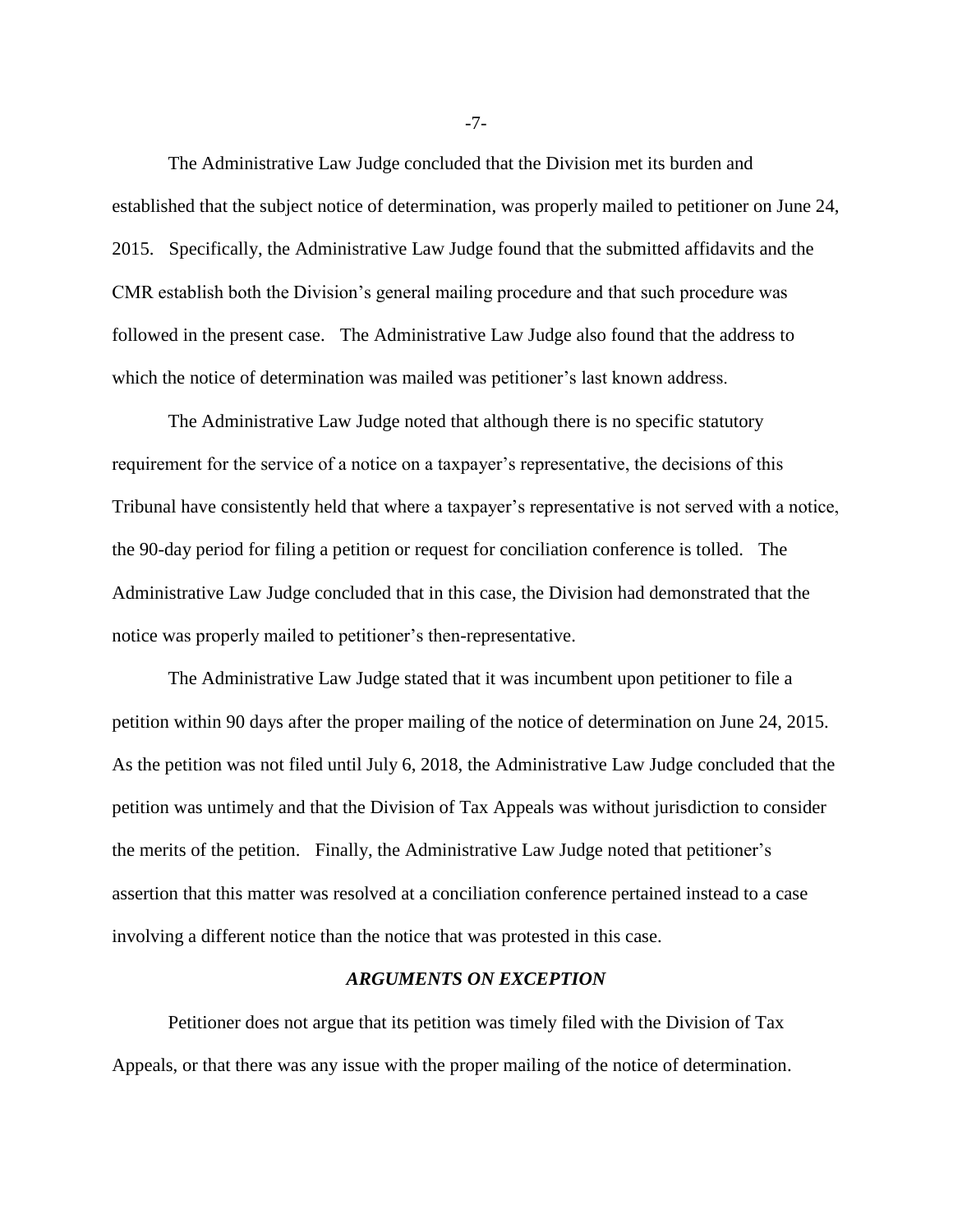The Administrative Law Judge concluded that the Division met its burden and established that the subject notice of determination, was properly mailed to petitioner on June 24, 2015. Specifically, the Administrative Law Judge found that the submitted affidavits and the CMR establish both the Division's general mailing procedure and that such procedure was followed in the present case. The Administrative Law Judge also found that the address to which the notice of determination was mailed was petitioner's last known address.

The Administrative Law Judge noted that although there is no specific statutory requirement for the service of a notice on a taxpayer's representative, the decisions of this Tribunal have consistently held that where a taxpayer's representative is not served with a notice, the 90-day period for filing a petition or request for conciliation conference is tolled. The Administrative Law Judge concluded that in this case, the Division had demonstrated that the notice was properly mailed to petitioner's then-representative.

The Administrative Law Judge stated that it was incumbent upon petitioner to file a petition within 90 days after the proper mailing of the notice of determination on June 24, 2015. As the petition was not filed until July 6, 2018, the Administrative Law Judge concluded that the petition was untimely and that the Division of Tax Appeals was without jurisdiction to consider the merits of the petition. Finally, the Administrative Law Judge noted that petitioner's assertion that this matter was resolved at a conciliation conference pertained instead to a case involving a different notice than the notice that was protested in this case.

### *ARGUMENTS ON EXCEPTION*

Petitioner does not argue that its petition was timely filed with the Division of Tax Appeals, or that there was any issue with the proper mailing of the notice of determination.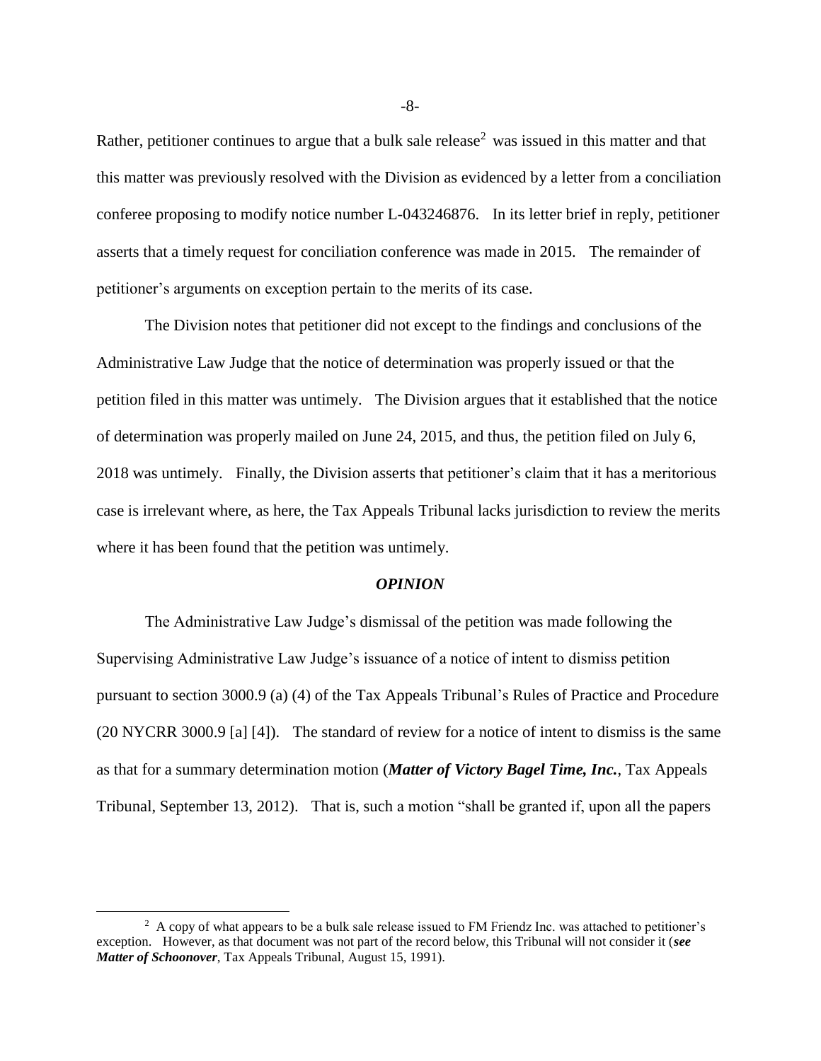Rather, petitioner continues to argue that a bulk sale release[2] was issued in this matter and that this matter was previously resolved with the Division as evidenced by a letter from a conciliation conferee proposing to modify notice number L-043246876. In its letter brief in reply, petitioner asserts that a timely request for conciliation conference was made in 2015. The remainder of petitioner's arguments on exception pertain to the merits of its case.

The Division notes that petitioner did not except to the findings and conclusions of the Administrative Law Judge that the notice of determination was properly issued or that the petition filed in this matter was untimely. The Division argues that it established that the notice of determination was properly mailed on June 24, 2015, and thus, the petition filed on July 6, 2018 was untimely. Finally, the Division asserts that petitioner's claim that it has a meritorious case is irrelevant where, as here, the Tax Appeals Tribunal lacks jurisdiction to review the merits where it has been found that the petition was untimely.

## ***OPINION***

The Administrative Law Judge's dismissal of the petition was made following the Supervising Administrative Law Judge's issuance of a notice of intent to dismiss petition pursuant to section 3000.9 (a) (4) of the Tax Appeals Tribunal's Rules of Practice and Procedure (20 NYCRR 3000.9 [a] [4]). The standard of review for a notice of intent to dismiss is the same as that for a summary determination motion (***Matter of Victory Bagel Time, Inc.***, Tax Appeals Tribunal, September 13, 2012). That is, such a motion "shall be granted if, upon all the papers

---

[2] A copy of what appears to be a bulk sale release issued to FM Friendz Inc. was attached to petitioner's exception. However, as that document was not part of the record below, this Tribunal will not consider it (***see Matter of Schoonover***, Tax Appeals Tribunal, August 15, 1991).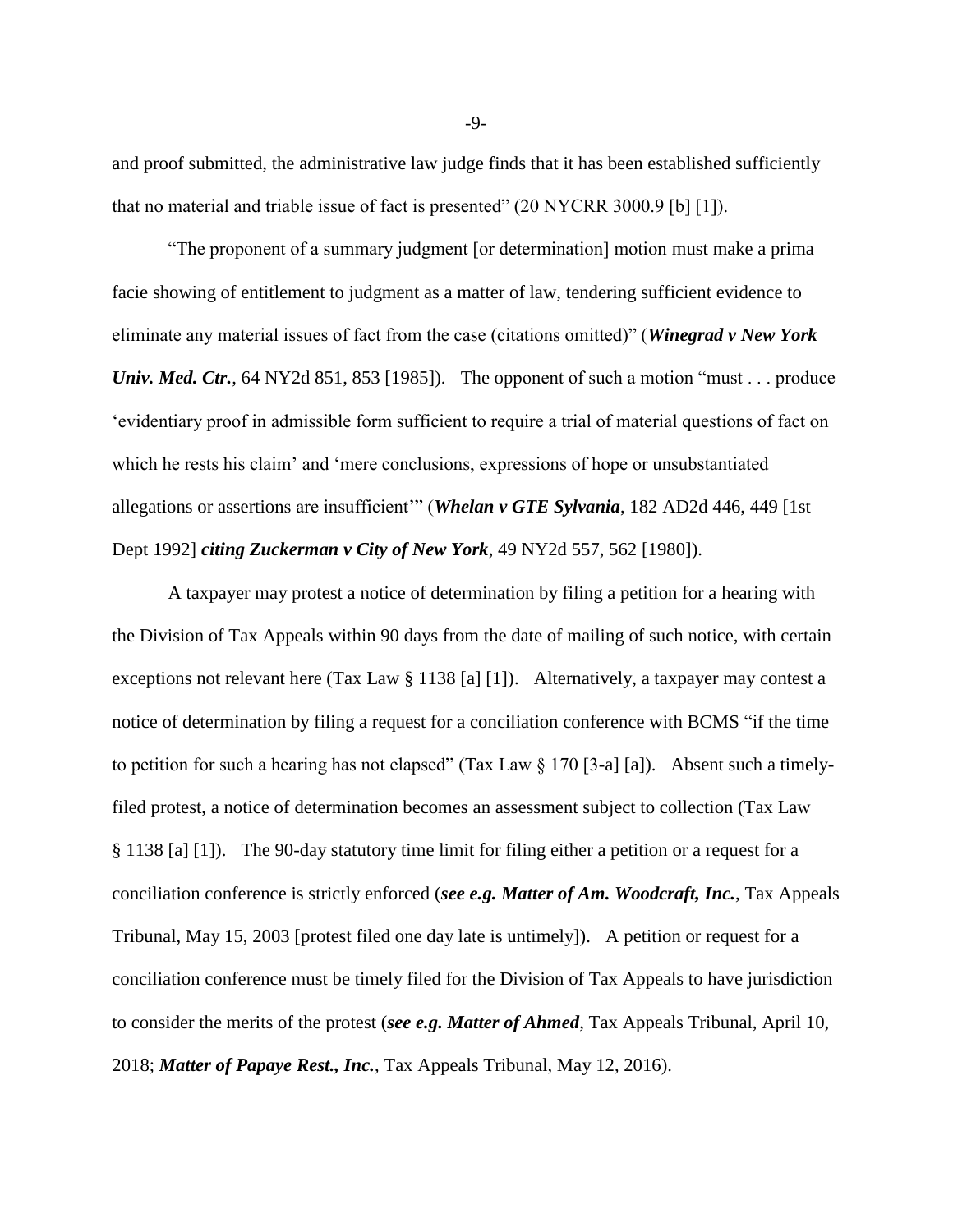and proof submitted, the administrative law judge finds that it has been established sufficiently that no material and triable issue of fact is presented" (20 NYCRR 3000.9 [b] [1]).

"The proponent of a summary judgment [or determination] motion must make a prima facie showing of entitlement to judgment as a matter of law, tendering sufficient evidence to eliminate any material issues of fact from the case (citations omitted)" (***Winegrad v New York Univ. Med. Ctr.***, 64 NY2d 851, 853 [1985]). The opponent of such a motion "must . . . produce 'evidentiary proof in admissible form sufficient to require a trial of material questions of fact on which he rests his claim' and 'mere conclusions, expressions of hope or unsubstantiated allegations or assertions are insufficient'" (***Whelan v GTE Sylvania***, 182 AD2d 446, 449 [1st Dept 1992] ***citing Zuckerman v City of New York***, 49 NY2d 557, 562 [1980]).

A taxpayer may protest a notice of determination by filing a petition for a hearing with the Division of Tax Appeals within 90 days from the date of mailing of such notice, with certain exceptions not relevant here (Tax Law § 1138 [a] [1]). Alternatively, a taxpayer may contest a notice of determination by filing a request for a conciliation conference with BCMS "if the time to petition for such a hearing has not elapsed" (Tax Law § 170 [3-a] [a]). Absent such a timely-filed protest, a notice of determination becomes an assessment subject to collection (Tax Law § 1138 [a] [1]). The 90-day statutory time limit for filing either a petition or a request for a conciliation conference is strictly enforced (***see e.g. Matter of Am. Woodcraft, Inc.***, Tax Appeals Tribunal, May 15, 2003 [protest filed one day late is untimely]). A petition or request for a conciliation conference must be timely filed for the Division of Tax Appeals to have jurisdiction to consider the merits of the protest (***see e.g. Matter of Ahmed***, Tax Appeals Tribunal, April 10, 2018; ***Matter of Papaye Rest., Inc.***, Tax Appeals Tribunal, May 12, 2016).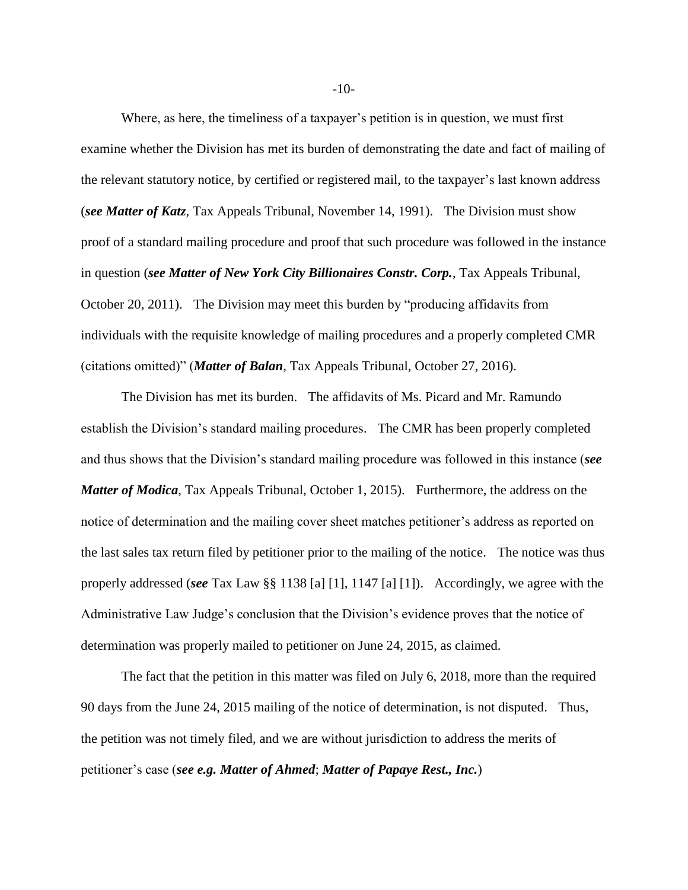Where, as here, the timeliness of a taxpayer's petition is in question, we must first examine whether the Division has met its burden of demonstrating the date and fact of mailing of the relevant statutory notice, by certified or registered mail, to the taxpayer's last known address (***see Matter of Katz***, Tax Appeals Tribunal, November 14, 1991). The Division must show proof of a standard mailing procedure and proof that such procedure was followed in the instance in question (***see Matter of New York City Billionaires Constr. Corp.***, Tax Appeals Tribunal, October 20, 2011). The Division may meet this burden by "producing affidavits from individuals with the requisite knowledge of mailing procedures and a properly completed CMR (citations omitted)" (***Matter of Balan***, Tax Appeals Tribunal, October 27, 2016).

The Division has met its burden. The affidavits of Ms. Picard and Mr. Ramundo establish the Division's standard mailing procedures. The CMR has been properly completed and thus shows that the Division's standard mailing procedure was followed in this instance (***see Matter of Modica***, Tax Appeals Tribunal, October 1, 2015). Furthermore, the address on the notice of determination and the mailing cover sheet matches petitioner's address as reported on the last sales tax return filed by petitioner prior to the mailing of the notice. The notice was thus properly addressed (***see*** Tax Law §§ 1138 [a] [1], 1147 [a] [1]). Accordingly, we agree with the Administrative Law Judge's conclusion that the Division's evidence proves that the notice of determination was properly mailed to petitioner on June 24, 2015, as claimed.

The fact that the petition in this matter was filed on July 6, 2018, more than the required 90 days from the June 24, 2015 mailing of the notice of determination, is not disputed. Thus, the petition was not timely filed, and we are without jurisdiction to address the merits of petitioner's case (***see e.g. Matter of Ahmed***; ***Matter of Papaye Rest., Inc.***)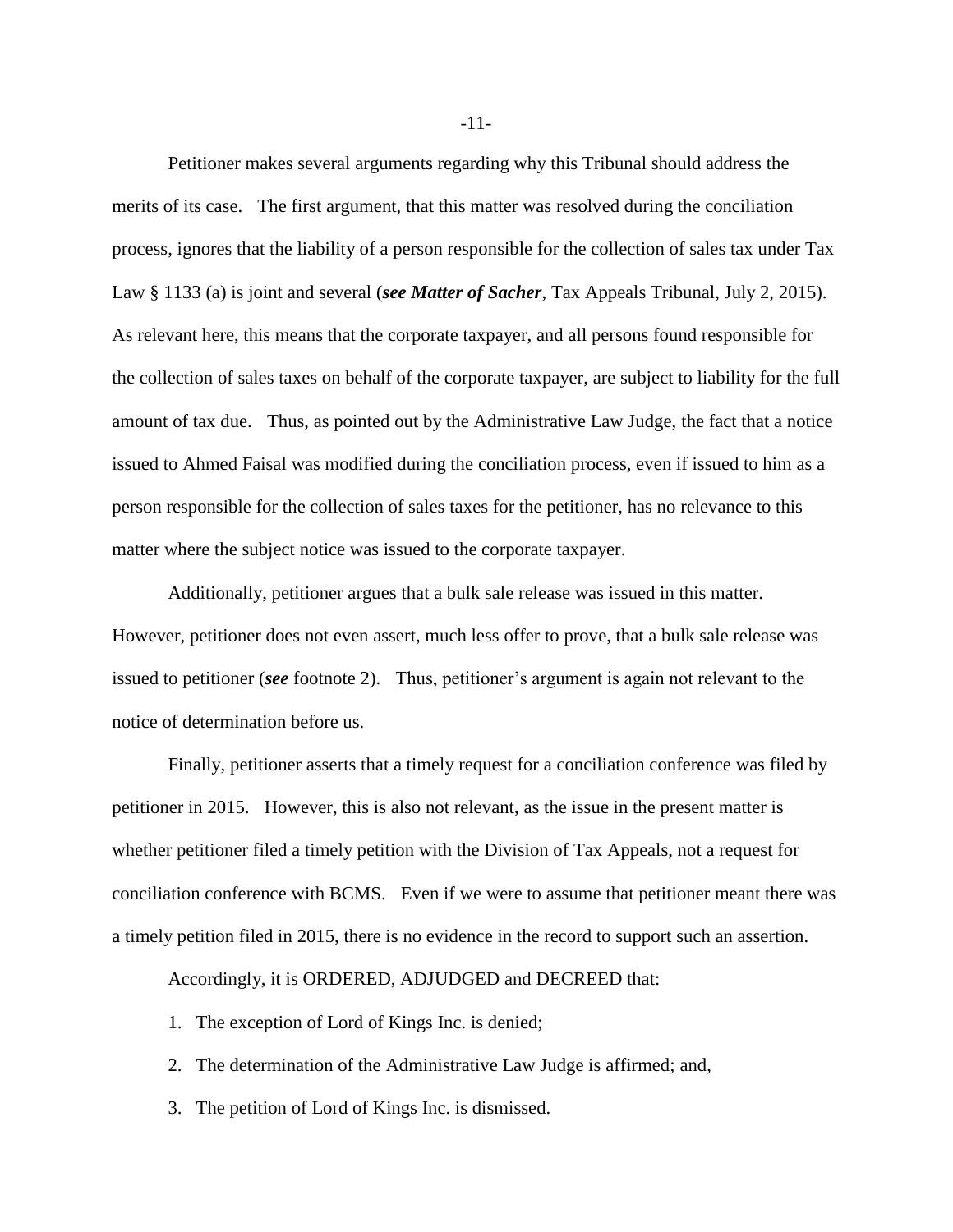Petitioner makes several arguments regarding why this Tribunal should address the merits of its case. The first argument, that this matter was resolved during the conciliation process, ignores that the liability of a person responsible for the collection of sales tax under Tax Law § 1133 (a) is joint and several (***see Matter of Sacher***, Tax Appeals Tribunal, July 2, 2015). As relevant here, this means that the corporate taxpayer, and all persons found responsible for the collection of sales taxes on behalf of the corporate taxpayer, are subject to liability for the full amount of tax due. Thus, as pointed out by the Administrative Law Judge, the fact that a notice issued to Ahmed Faisal was modified during the conciliation process, even if issued to him as a person responsible for the collection of sales taxes for the petitioner, has no relevance to this matter where the subject notice was issued to the corporate taxpayer.

Additionally, petitioner argues that a bulk sale release was issued in this matter. However, petitioner does not even assert, much less offer to prove, that a bulk sale release was issued to petitioner (***see*** footnote 2). Thus, petitioner's argument is again not relevant to the notice of determination before us.

Finally, petitioner asserts that a timely request for a conciliation conference was filed by petitioner in 2015. However, this is also not relevant, as the issue in the present matter is whether petitioner filed a timely petition with the Division of Tax Appeals, not a request for conciliation conference with BCMS. Even if we were to assume that petitioner meant there was a timely petition filed in 2015, there is no evidence in the record to support such an assertion.

Accordingly, it is ORDERED, ADJUDGED and DECREED that:

1. The exception of Lord of Kings Inc. is denied;
2. The determination of the Administrative Law Judge is affirmed; and,
3. The petition of Lord of Kings Inc. is dismissed.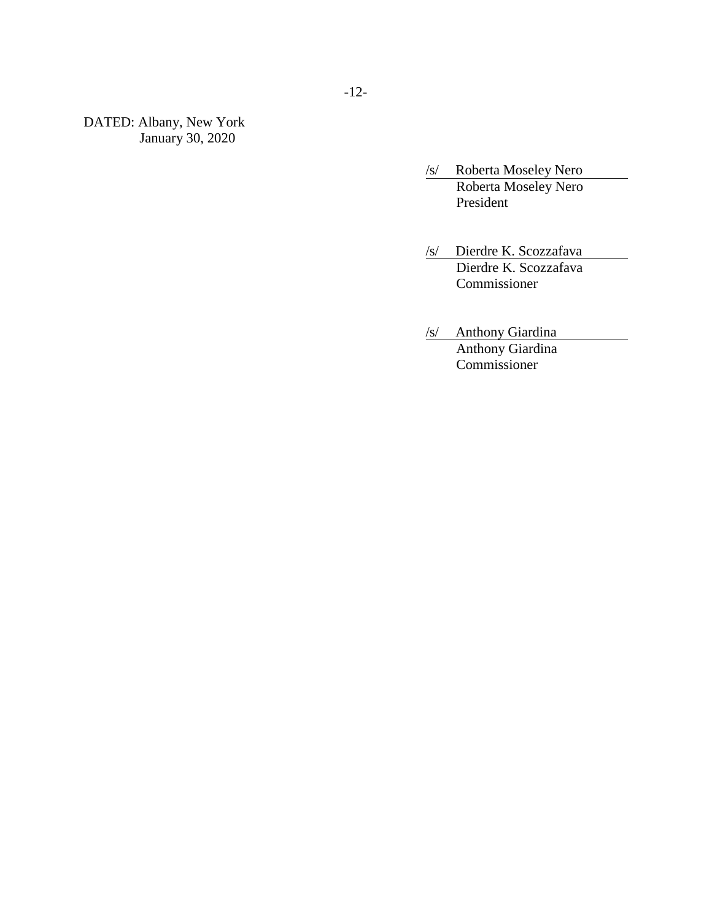DATED: Albany, New York
January 30, 2020

/s/ Roberta Moseley Nero
Roberta Moseley Nero
President

/s/ Dierdre K. Scozzafava
Dierdre K. Scozzafava
Commissioner

/s/ Anthony Giardina
Anthony Giardina
Commissioner